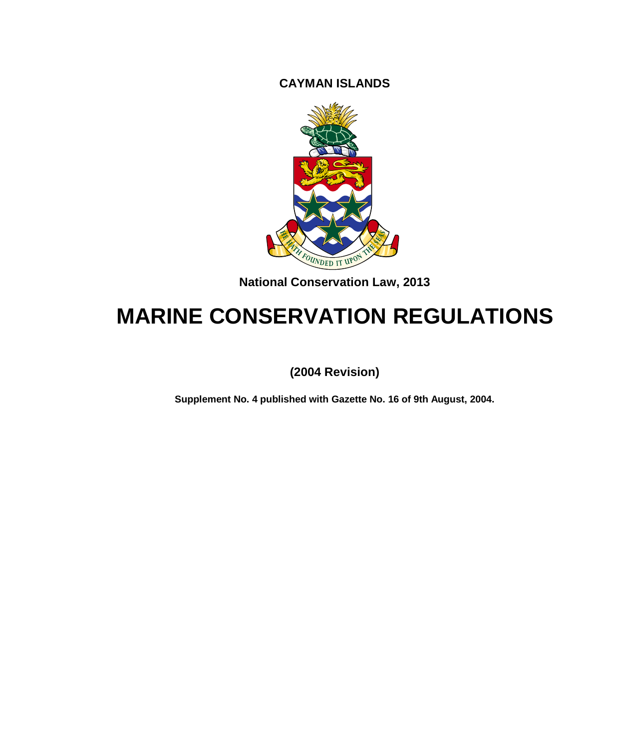**CAYMAN ISLANDS**

**National Conservation Law, 2013**

# MARINE CONSERVATION REGULATIONS

**(2004 Revision)**

**Supplement No. 4 published with Gazette No. 16 of 9th August, 2004.**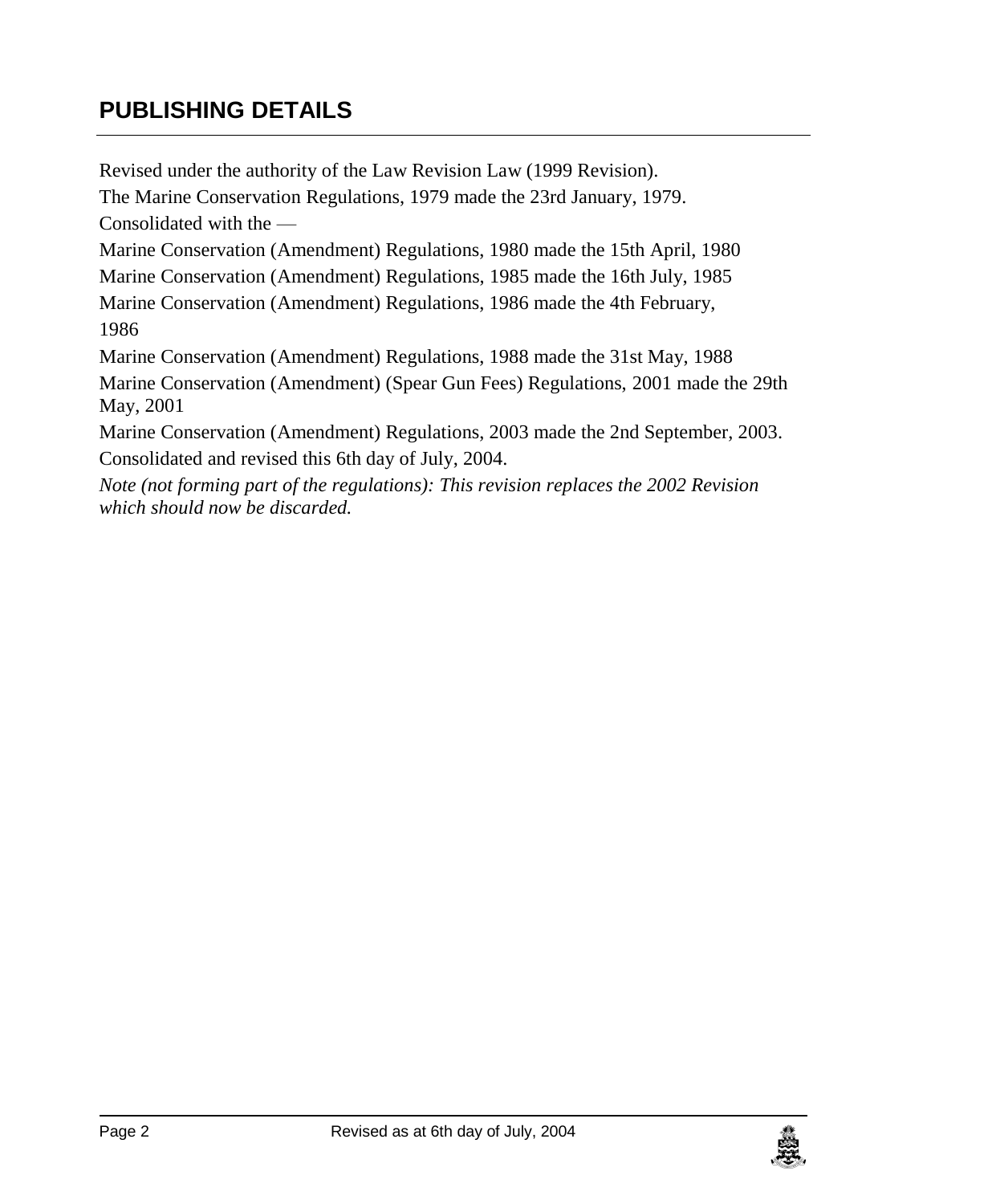## PUBLISHING DETAILS

Revised under the authority of the Law Revision Law (1999 Revision).

The Marine Conservation Regulations, 1979 made the 23rd January, 1979.

Consolidated with the —

Marine Conservation (Amendment) Regulations, 1980 made the 15th April, 1980

Marine Conservation (Amendment) Regulations, 1985 made the 16th July, 1985

Marine Conservation (Amendment) Regulations, 1986 made the 4th February, 1986

Marine Conservation (Amendment) Regulations, 1988 made the 31st May, 1988

Marine Conservation (Amendment) (Spear Gun Fees) Regulations, 2001 made the 29th May, 2001

Marine Conservation (Amendment) Regulations, 2003 made the 2nd September, 2003.

Consolidated and revised this 6th day of July, 2004.

*Note (not forming part of the regulations): This revision replaces the 2002 Revision which should now be discarded.*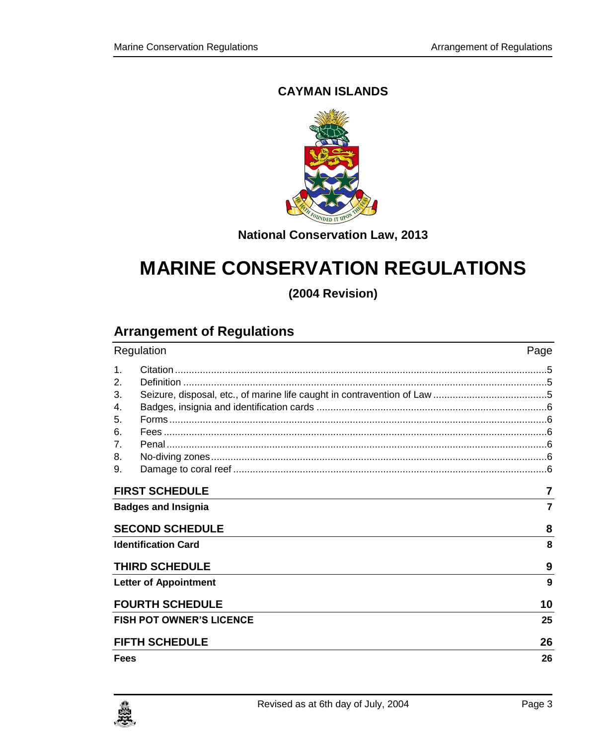# CAYMAN ISLANDS

**National Conservation Law, 2013**

# MARINE CONSERVATION REGULATIONS

**(2004 Revision)**

## Arrangement of Regulations

| Regulation | | Page |
|---|---|---|
| 1. | Citation | 5 |
| 2. | Definition | 5 |
| 3. | Seizure, disposal, etc., of marine life caught in contravention of Law | 5 |
| 4. | Badges, insignia and identification cards | 6 |
| 5. | Forms | 6 |
| 6. | Fees | 6 |
| 7. | Penal | 6 |
| 8. | No-diving zones | 6 |
| 9. | Damage to coral reef | 6 |

| | |
|---|---|
| **FIRST SCHEDULE** | **7** |
| **Badges and Insignia** | **7** |
| **SECOND SCHEDULE** | **8** |
| **Identification Card** | **8** |
| **THIRD SCHEDULE** | **9** |
| **Letter of Appointment** | **9** |
| **FOURTH SCHEDULE** | **10** |
| **FISH POT OWNER'S LICENCE** | **25** |
| **FIFTH SCHEDULE** | **26** |
| **Fees** | **26** |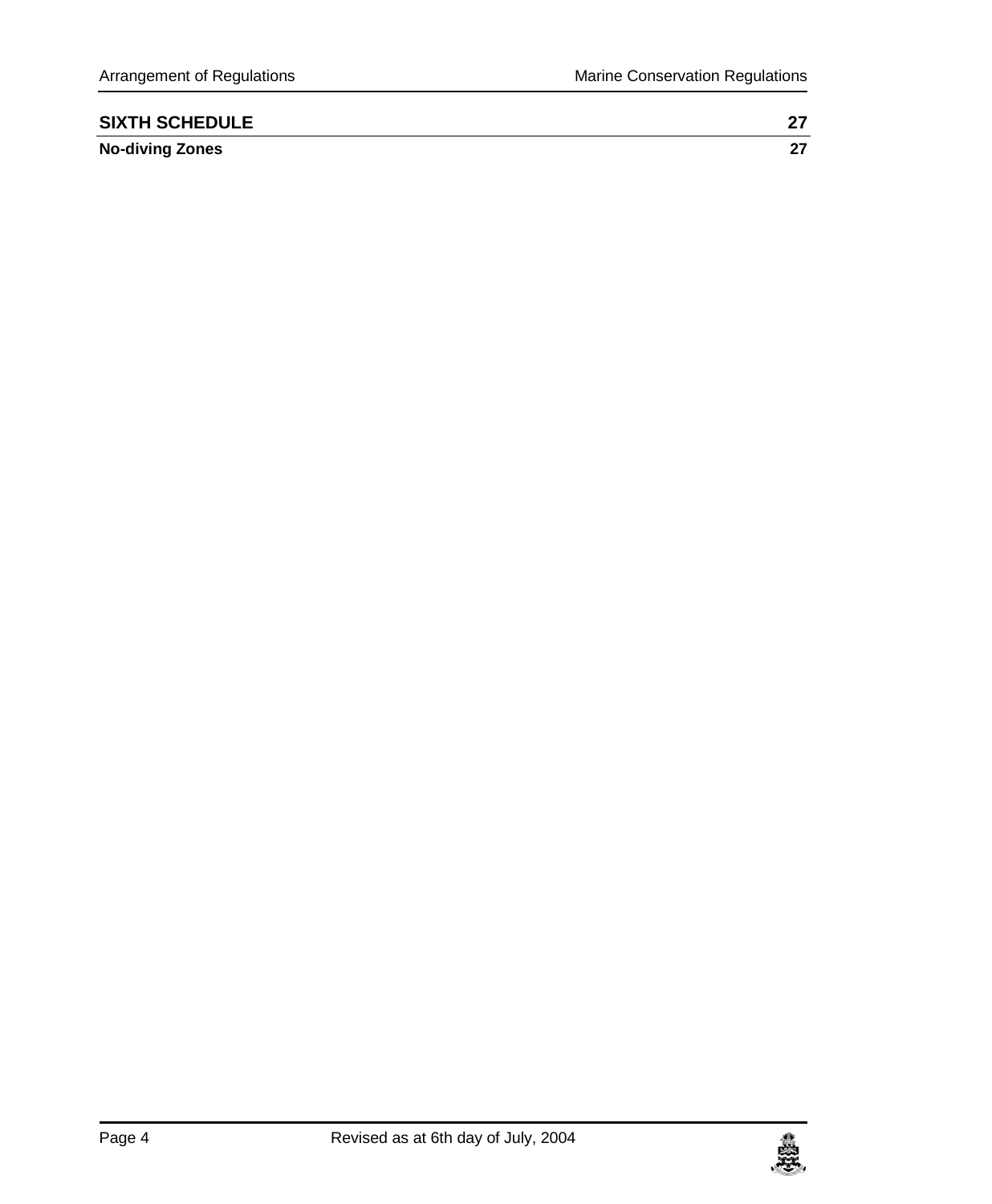| SIXTH SCHEDULE | 27 |
| --- | --- |
| **No-diving Zones** | **27** |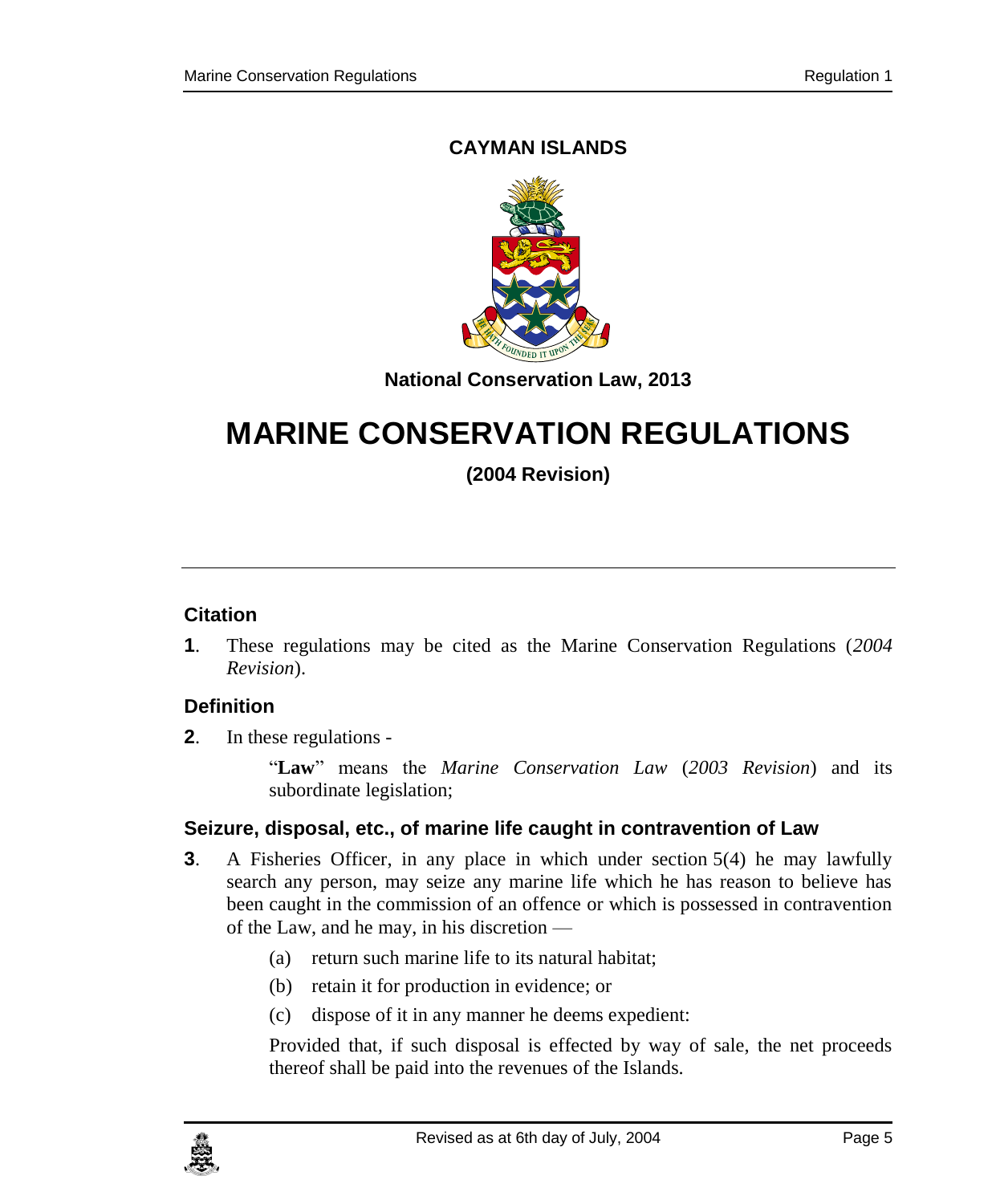**CAYMAN ISLANDS**

**National Conservation Law, 2013**

# MARINE CONSERVATION REGULATIONS

**(2004 Revision)**

---

### Citation

**1**. These regulations may be cited as the Marine Conservation Regulations (*2004 Revision*).

### Definition

**2**. In these regulations -

"**Law**" means the *Marine Conservation Law* (*2003 Revision*) and its subordinate legislation;

### Seizure, disposal, etc., of marine life caught in contravention of Law

**3**. A Fisheries Officer, in any place in which under section 5(4) he may lawfully search any person, may seize any marine life which he has reason to believe has been caught in the commission of an offence or which is possessed in contravention of the Law, and he may, in his discretion —

(a) return such marine life to its natural habitat;

(b) retain it for production in evidence; or

(c) dispose of it in any manner he deems expedient:

Provided that, if such disposal is effected by way of sale, the net proceeds thereof shall be paid into the revenues of the Islands.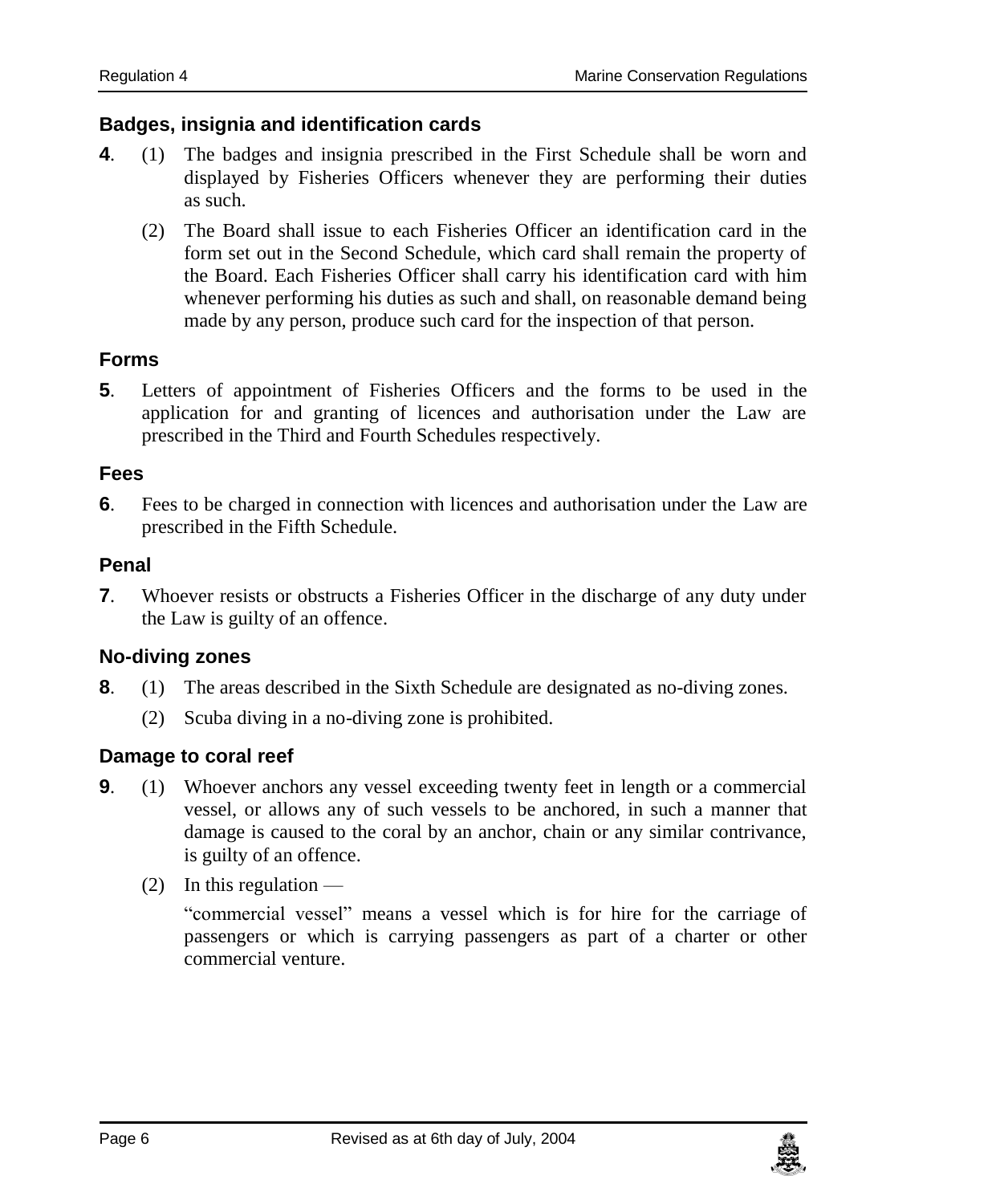### Badges, insignia and identification cards

**4**. (1) The badges and insignia prescribed in the First Schedule shall be worn and displayed by Fisheries Officers whenever they are performing their duties as such.

(2) The Board shall issue to each Fisheries Officer an identification card in the form set out in the Second Schedule, which card shall remain the property of the Board. Each Fisheries Officer shall carry his identification card with him whenever performing his duties as such and shall, on reasonable demand being made by any person, produce such card for the inspection of that person.

### Forms

**5**. Letters of appointment of Fisheries Officers and the forms to be used in the application for and granting of licences and authorisation under the Law are prescribed in the Third and Fourth Schedules respectively.

### Fees

**6**. Fees to be charged in connection with licences and authorisation under the Law are prescribed in the Fifth Schedule.

### Penal

**7**. Whoever resists or obstructs a Fisheries Officer in the discharge of any duty under the Law is guilty of an offence.

### No-diving zones

**8**. (1) The areas described in the Sixth Schedule are designated as no-diving zones.

(2) Scuba diving in a no-diving zone is prohibited.

### Damage to coral reef

**9**. (1) Whoever anchors any vessel exceeding twenty feet in length or a commercial vessel, or allows any of such vessels to be anchored, in such a manner that damage is caused to the coral by an anchor, chain or any similar contrivance, is guilty of an offence.

(2) In this regulation —

"commercial vessel" means a vessel which is for hire for the carriage of passengers or which is carrying passengers as part of a charter or other commercial venture.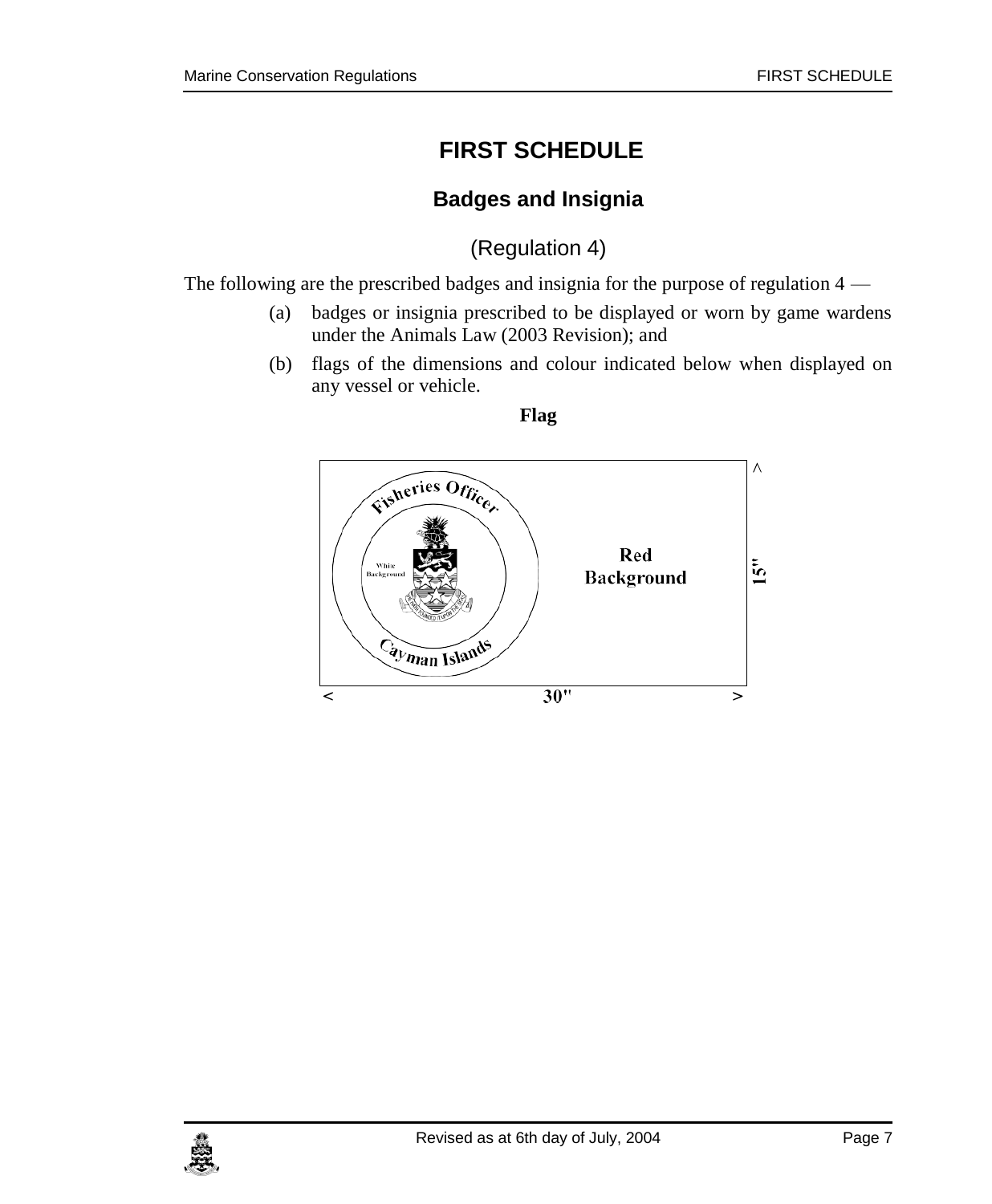# FIRST SCHEDULE

## Badges and Insignia

(Regulation 4)

The following are the prescribed badges and insignia for the purpose of regulation 4 —

(a) badges or insignia prescribed to be displayed or worn by game wardens under the Animals Law (2003 Revision); and

(b) flags of the dimensions and colour indicated below when displayed on any vessel or vehicle.

**Flag**

Fisheries Officer

White Background

Cayman Islands

Red Background

15"

30"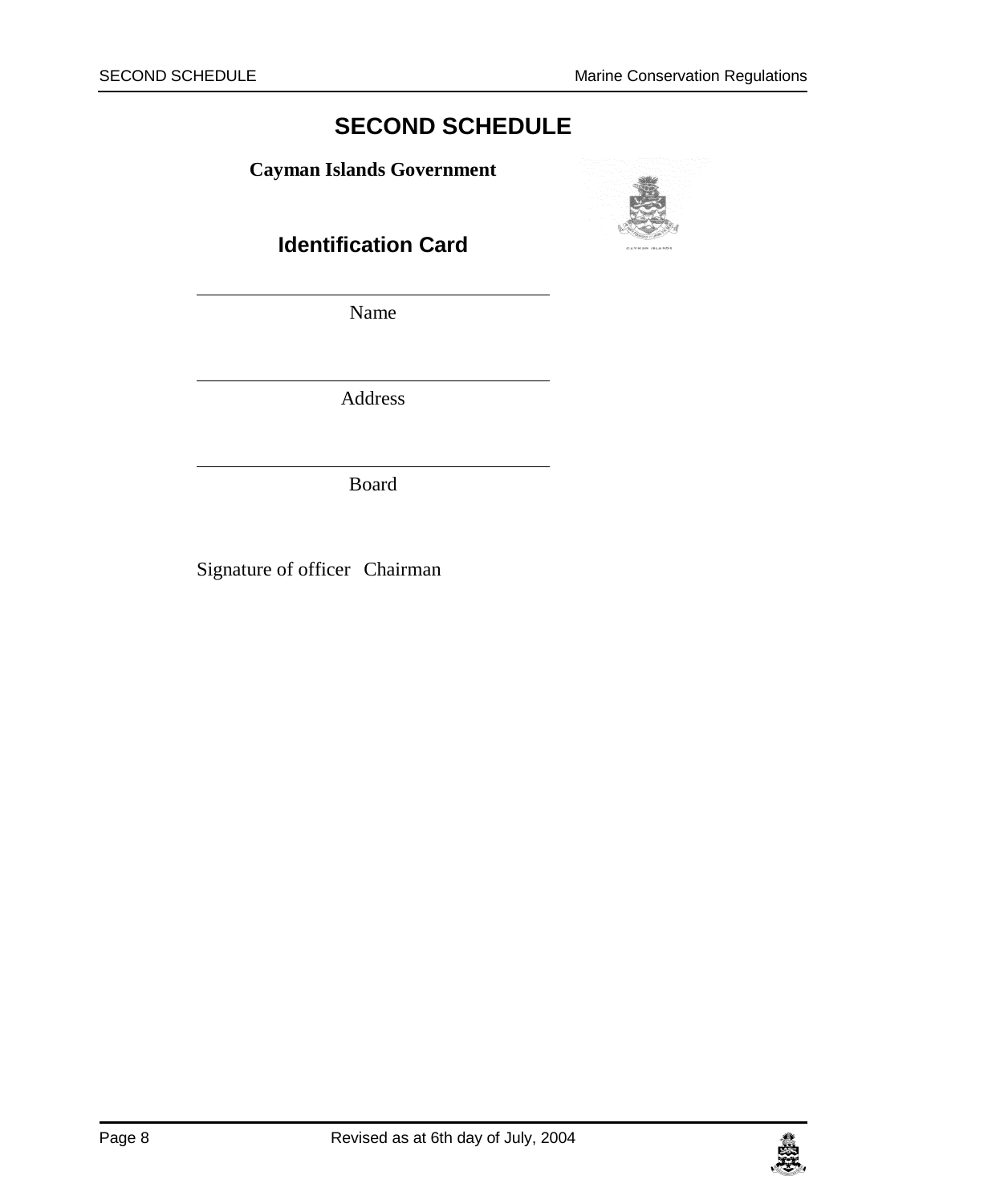# SECOND SCHEDULE

**Cayman Islands Government**

## Identification Card

\_\_\_\_\_\_\_\_\_\_\_\_\_\_\_\_\_\_\_\_\_\_\_\_\_\_\_\_\_\_\_\_\_\_

Name

\_\_\_\_\_\_\_\_\_\_\_\_\_\_\_\_\_\_\_\_\_\_\_\_\_\_\_\_\_\_\_\_\_\_

Address

\_\_\_\_\_\_\_\_\_\_\_\_\_\_\_\_\_\_\_\_\_\_\_\_\_\_\_\_\_\_\_\_\_\_

Board

Signature of officer Chairman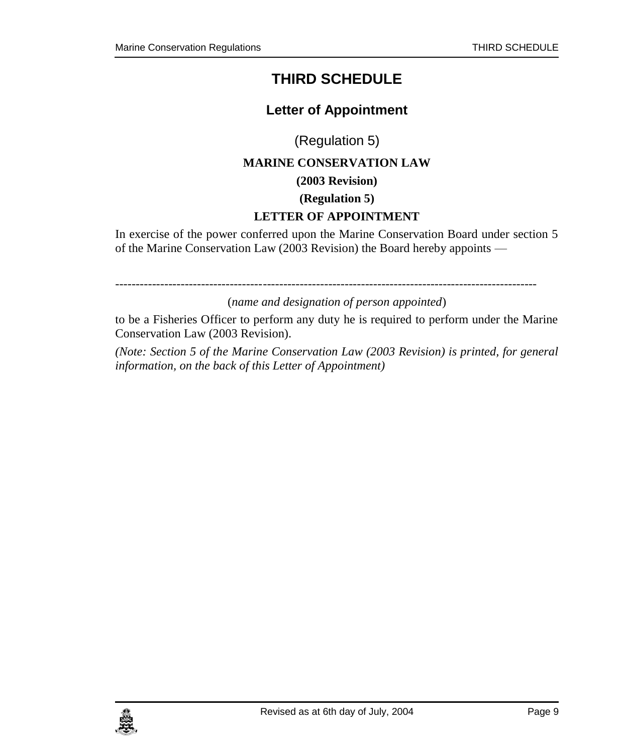# THIRD SCHEDULE

## Letter of Appointment

(Regulation 5)

**MARINE CONSERVATION LAW**

**(2003 Revision)**

**(Regulation 5)**

**LETTER OF APPOINTMENT**

In exercise of the power conferred upon the Marine Conservation Board under section 5 of the Marine Conservation Law (2003 Revision) the Board hereby appoints —

-----------------------------------------------------------------------------------------------------

(*name and designation of person appointed*)

to be a Fisheries Officer to perform any duty he is required to perform under the Marine Conservation Law (2003 Revision).

*(Note: Section 5 of the Marine Conservation Law (2003 Revision) is printed, for general information, on the back of this Letter of Appointment)*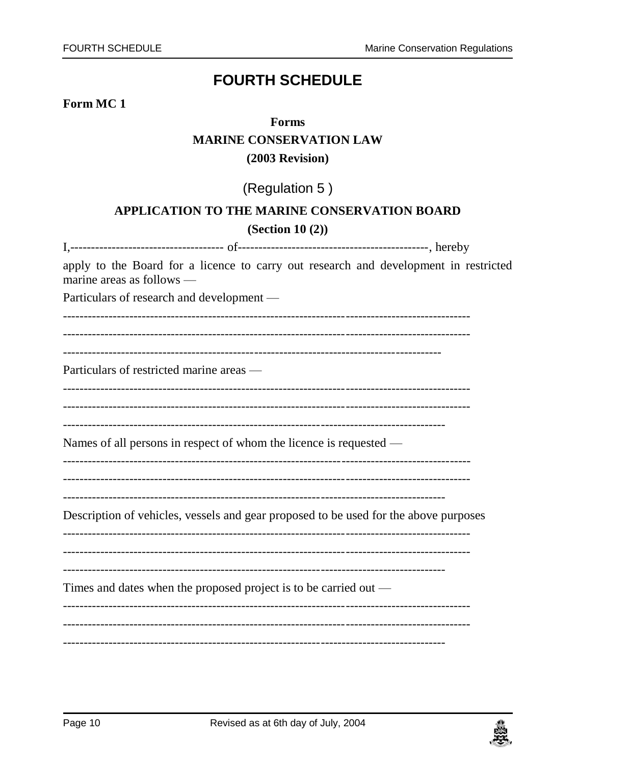# FOURTH SCHEDULE

**Form MC 1**

**Forms**

**MARINE CONSERVATION LAW**

**(2003 Revision)**

(Regulation 5 )

**APPLICATION TO THE MARINE CONSERVATION BOARD**

**(Section 10 (2))**

I,------------------------------------ of---------------------------------------------, hereby apply to the Board for a licence to carry out research and development in restricted marine areas as follows —

Particulars of research and development —

-----------------------------------------------------------------------------------------------

-----------------------------------------------------------------------------------------------

-----------------------------------------------------------------------------------------

Particulars of restricted marine areas —

-----------------------------------------------------------------------------------------------

-----------------------------------------------------------------------------------------------

-----------------------------------------------------------------------------------------

Names of all persons in respect of whom the licence is requested —

-----------------------------------------------------------------------------------------------

-----------------------------------------------------------------------------------------------

-----------------------------------------------------------------------------------------

Description of vehicles, vessels and gear proposed to be used for the above purposes

-----------------------------------------------------------------------------------------------

-----------------------------------------------------------------------------------------------

-----------------------------------------------------------------------------------------

Times and dates when the proposed project is to be carried out —

-----------------------------------------------------------------------------------------------

-----------------------------------------------------------------------------------------------

-----------------------------------------------------------------------------------------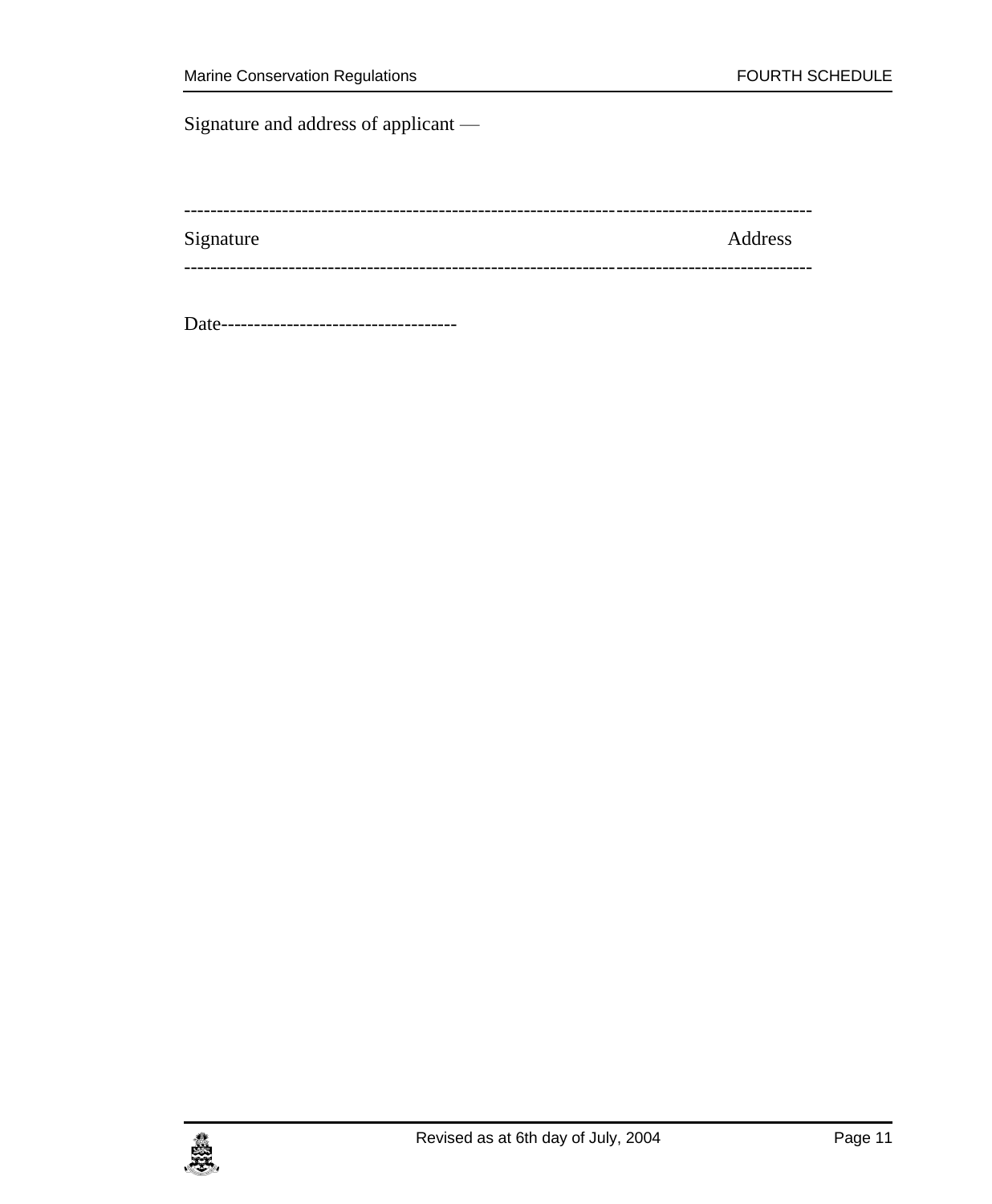Signature and address of applicant —

-----------------------------------------------------------------------------------------------

Signature                                                                                    Address

-----------------------------------------------------------------------------------------------

Date------------------------------------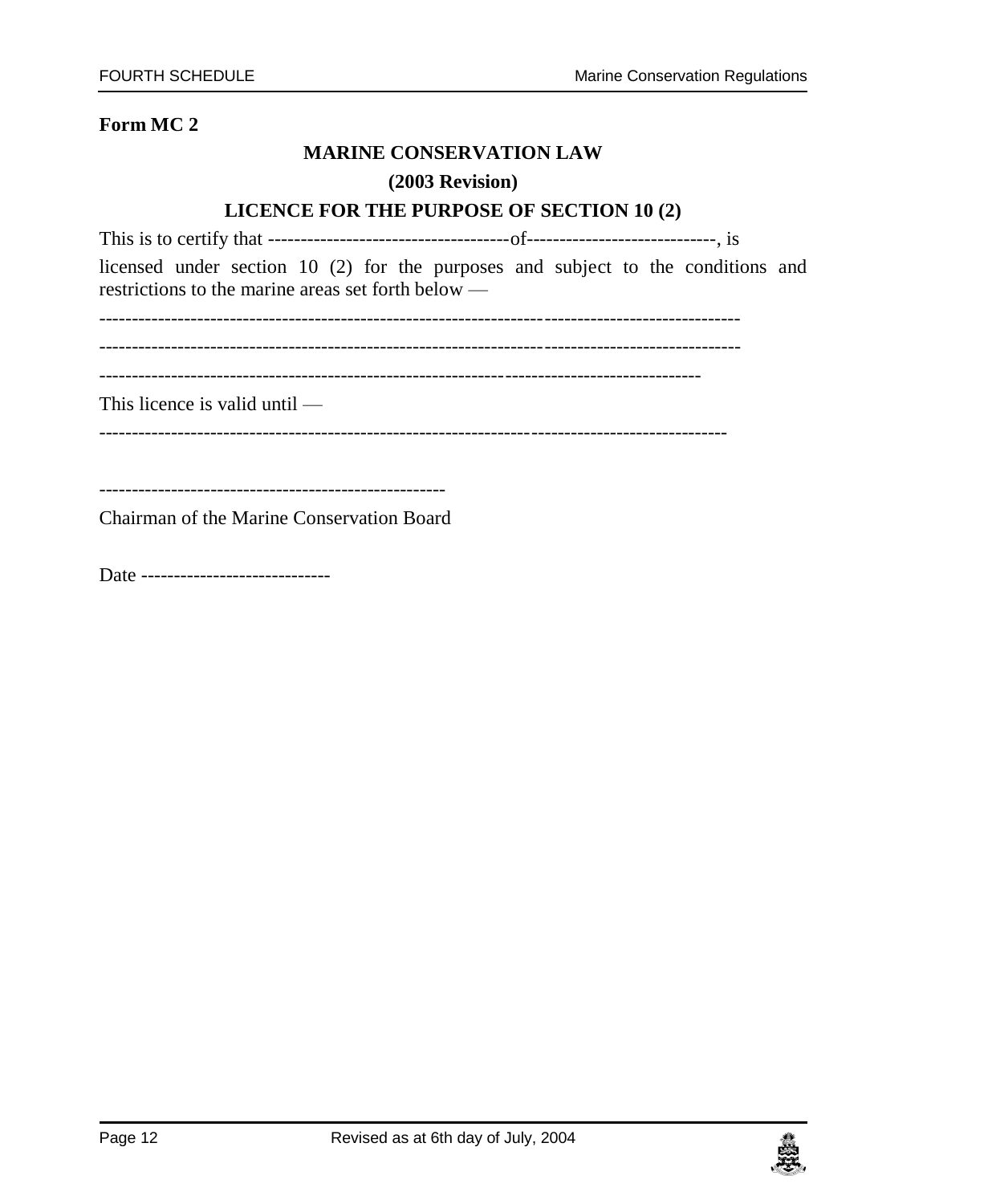**Form MC 2**

**MARINE CONSERVATION LAW**

**(2003 Revision)**

**LICENCE FOR THE PURPOSE OF SECTION 10 (2)**

This is to certify that -------------------------------------of-----------------------------, is licensed under section 10 (2) for the purposes and subject to the conditions and restrictions to the marine areas set forth below —

-----------------------------------------------------------------------------------------------

-----------------------------------------------------------------------------------------------

-----------------------------------------------------------------------------------------

This licence is valid until —

---------------------------------------------------------------------------------------------

-----------------------------------------------------

Chairman of the Marine Conservation Board

Date -----------------------------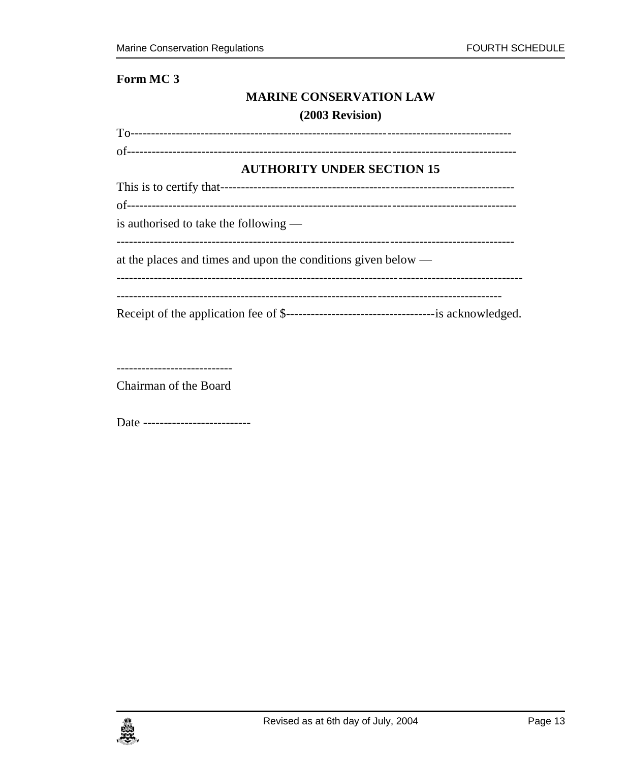**Form MC 3**

**MARINE CONSERVATION LAW**

**(2003 Revision)**

To------------------------------------------------------------------------------------------

of------------------------------------------------------------------------------------------

**AUTHORITY UNDER SECTION 15**

This is to certify that----------------------------------------------------------------------

of------------------------------------------------------------------------------------------

is authorised to take the following —

-----------------------------------------------------------------------------------------------

at the places and times and upon the conditions given below —

-----------------------------------------------------------------------------------------------

-----------------------------------------------------------------------------------------

Receipt of the application fee of $------------------------------------is acknowledged.

----------------------------

Chairman of the Board

Date -------------------------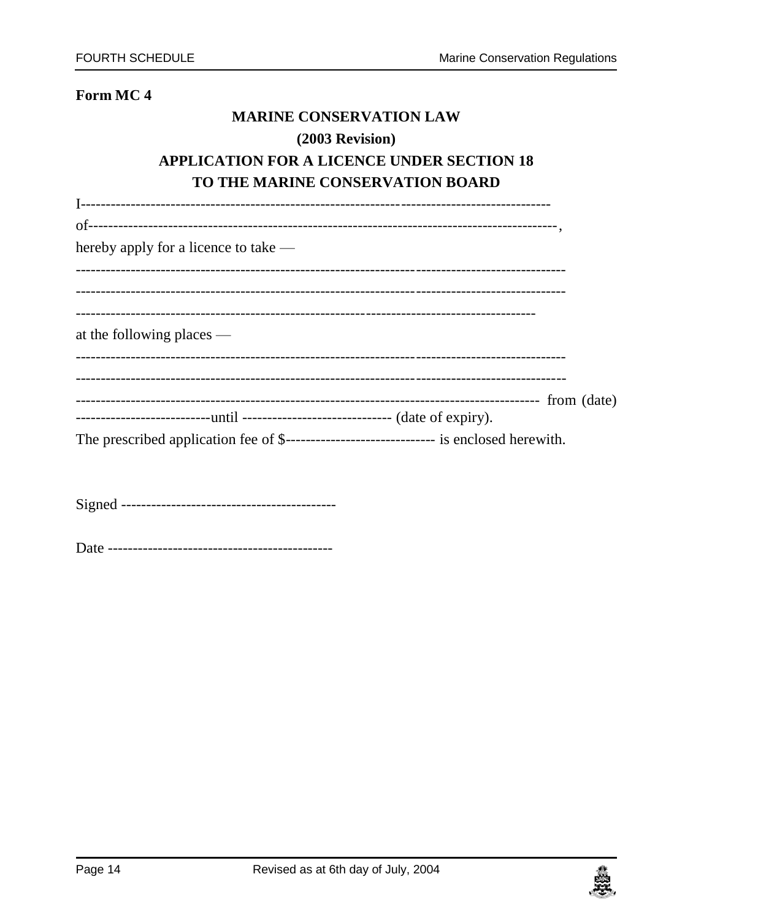**Form MC 4**

**MARINE CONSERVATION LAW**

**(2003 Revision)**

**APPLICATION FOR A LICENCE UNDER SECTION 18**

**TO THE MARINE CONSERVATION BOARD**

I------------------------------------------------------------------------------------------

of-------------------------------------------------------------------------------------------,

hereby apply for a licence to take —

----------------------------------------------------------------------------------------------

----------------------------------------------------------------------------------------------

----------------------------------------------------------------------------------------

at the following places —

----------------------------------------------------------------------------------------------

----------------------------------------------------------------------------------------------

------------------------------------------------------------------------------------------ from (date) ---------------------------until ------------------------------ (date of expiry).

The prescribed application fee of $------------------------------ is enclosed herewith.

Signed -------------------------------------------

Date ---------------------------------------------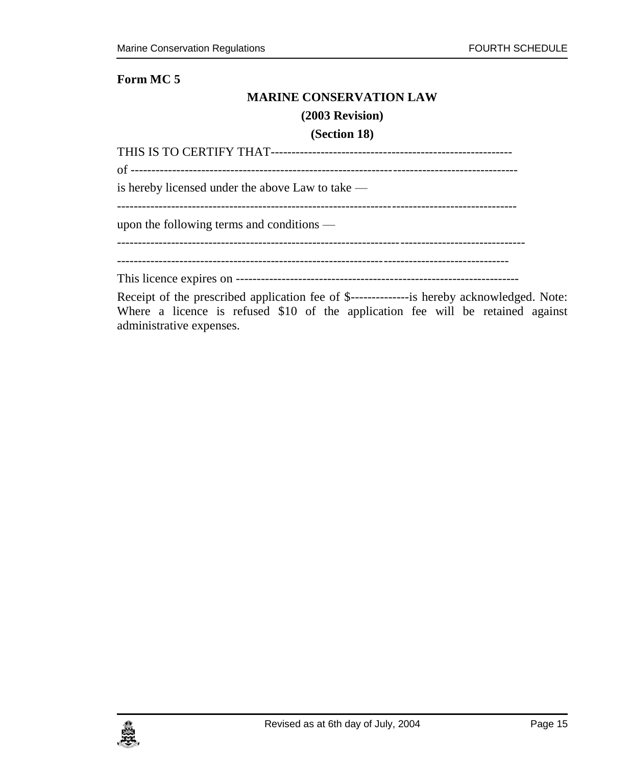**Form MC 5**

**MARINE CONSERVATION LAW**

**(2003 Revision)**

**(Section 18)**

THIS IS TO CERTIFY THAT----------------------------------------------------------

of ------------------------------------------------------------------------------------------

is hereby licensed under the above Law to take —

-----------------------------------------------------------------------------------------------

upon the following terms and conditions —

--------------------------------------------------------------------------------------------------

--------------------------------------------------------------------------------------------

This licence expires on -------------------------------------------------------------------

Receipt of the prescribed application fee of $--------------is hereby acknowledged. Note: Where a licence is refused $10 of the application fee will be retained against administrative expenses.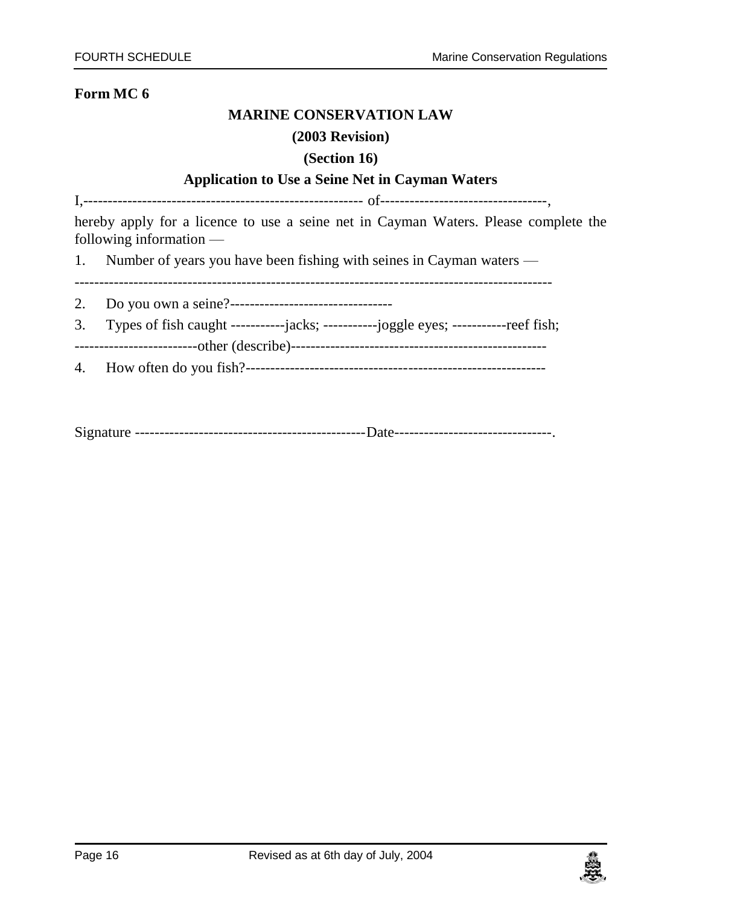**Form MC 6**

**MARINE CONSERVATION LAW**

**(2003 Revision)**

**(Section 16)**

**Application to Use a Seine Net in Cayman Waters**

I,---------------------------------------------------------- of----------------------------------,

hereby apply for a licence to use a seine net in Cayman Waters. Please complete the following information —

1. Number of years you have been fishing with seines in Cayman waters —

-----------------------------------------------------------------------------------------------

2. Do you own a seine?---------------------------------

3. Types of fish caught -----------jacks; -----------joggle eyes; -----------reef fish;

-------------------------other (describe)----------------------------------------------------

4. How often do you fish?-------------------------------------------------------------

Signature -----------------------------------------------Date--------------------------------.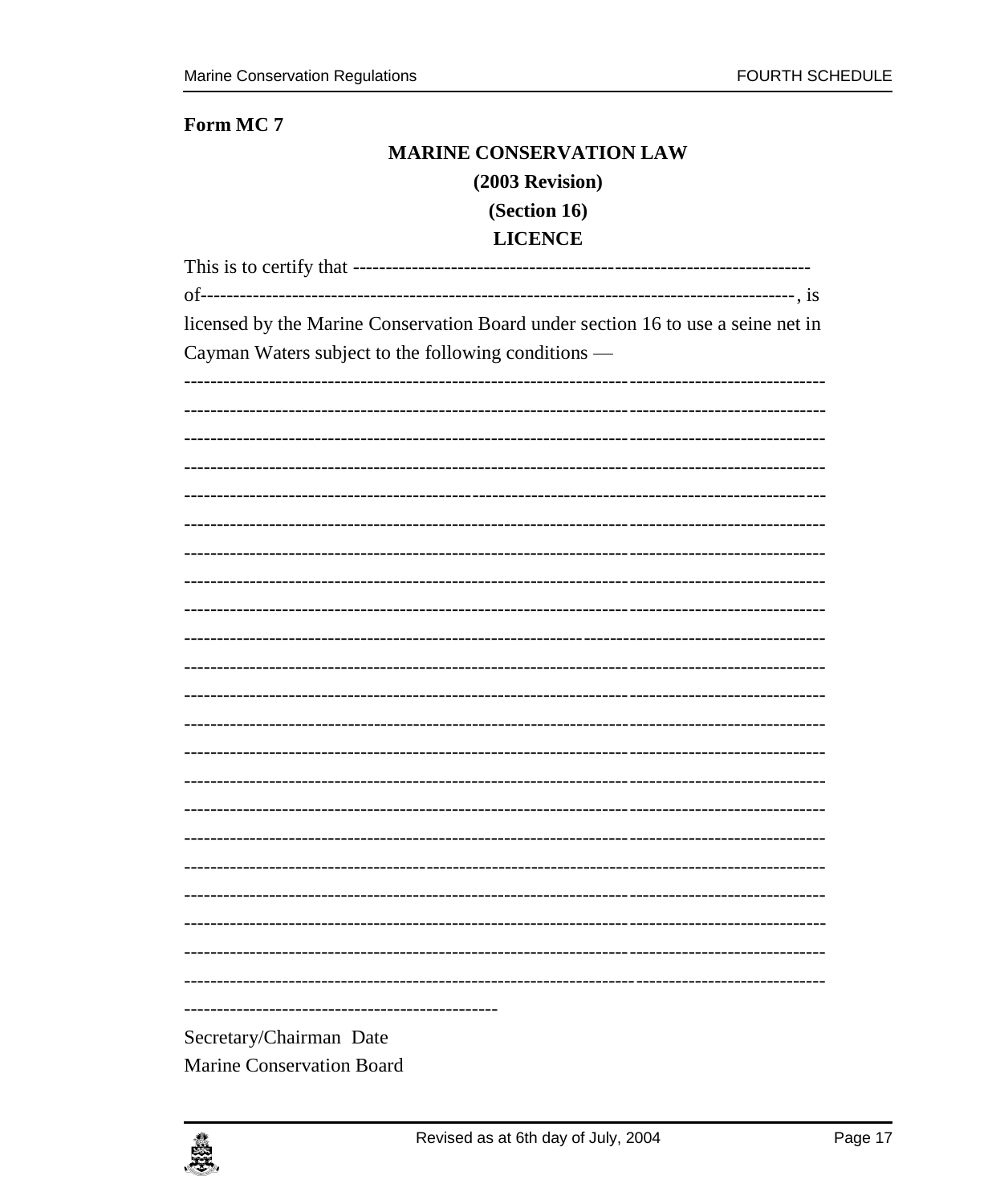**Form MC 7**

**MARINE CONSERVATION LAW**

**(2003 Revision)**

**(Section 16)**

**LICENCE**

This is to certify that ---------------------------------------------------------------------
of-----------------------------------------------------------------------------------------, is licensed by the Marine Conservation Board under section 16 to use a seine net in Cayman Waters subject to the following conditions —

-----------------------------------------------------------------------------------------------
-----------------------------------------------------------------------------------------------
-----------------------------------------------------------------------------------------------
-----------------------------------------------------------------------------------------------
-----------------------------------------------------------------------------------------------
-----------------------------------------------------------------------------------------------
-----------------------------------------------------------------------------------------------
-----------------------------------------------------------------------------------------------
-----------------------------------------------------------------------------------------------
-----------------------------------------------------------------------------------------------
-----------------------------------------------------------------------------------------------
-----------------------------------------------------------------------------------------------
-----------------------------------------------------------------------------------------------
-----------------------------------------------------------------------------------------------
-----------------------------------------------------------------------------------------------
-----------------------------------------------------------------------------------------------
-----------------------------------------------------------------------------------------------
-----------------------------------------------------------------------------------------------
-----------------------------------------------------------------------------------------------
-----------------------------------------------------------------------------------------------
-----------------------------------------------------------------------------------------------
-----------------------------------------------------------------------------------------------

-----------------------------------------------

Secretary/Chairman Date

Marine Conservation Board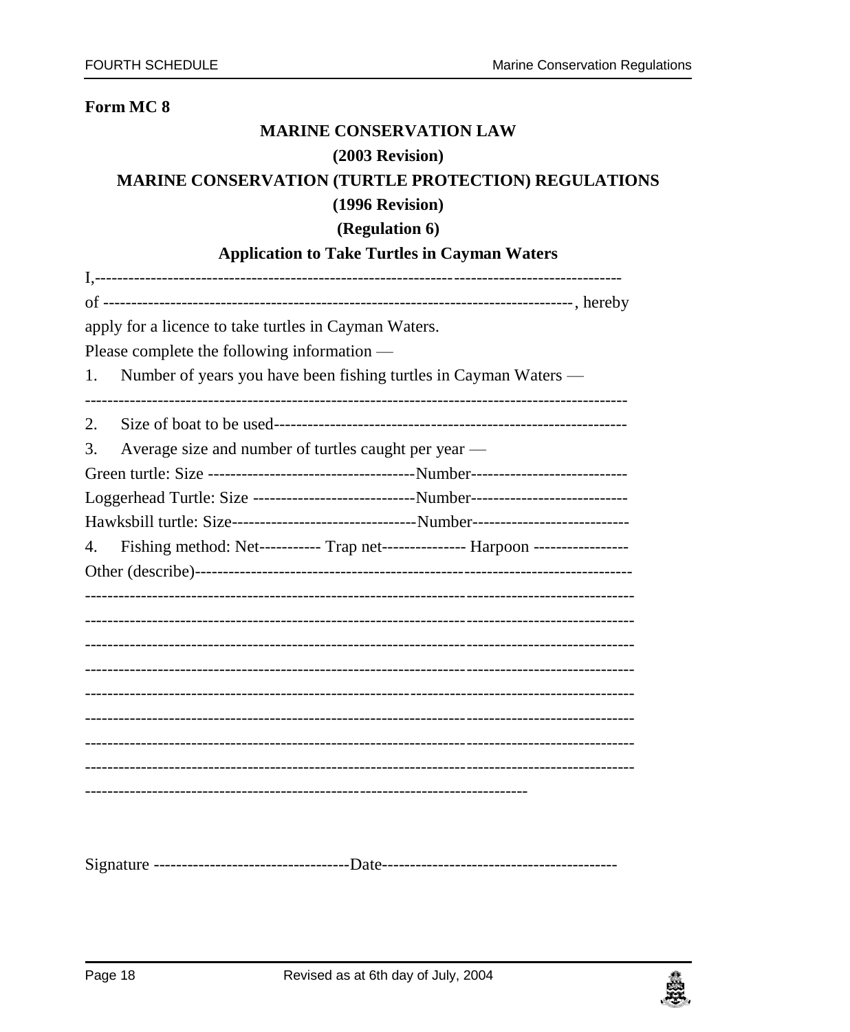**Form MC 8**

**MARINE CONSERVATION LAW**

**(2003 Revision)**

**MARINE CONSERVATION (TURTLE PROTECTION) REGULATIONS**

**(1996 Revision)**

**(Regulation 6)**

**Application to Take Turtles in Cayman Waters**

I,------------------------------------------------------------------------------------------

of ----------------------------------------------------------------------------------, hereby apply for a licence to take turtles in Cayman Waters.

Please complete the following information —

1. Number of years you have been fishing turtles in Cayman Waters —

-----------------------------------------------------------------------------------------------

2. Size of boat to be used---------------------------------------------------------------

3. Average size and number of turtles caught per year —

Green turtle: Size -------------------------------------Number----------------------------

Loggerhead Turtle: Size -----------------------------Number----------------------------

Hawksbill turtle: Size---------------------------------Number----------------------------

4. Fishing method: Net----------- Trap net--------------- Harpoon -----------------

Other (describe)----------------------------------------------------------------------------

------------------------------------------------------------------------------------------------

------------------------------------------------------------------------------------------------

------------------------------------------------------------------------------------------------

------------------------------------------------------------------------------------------------

------------------------------------------------------------------------------------------------

------------------------------------------------------------------------------------------------

------------------------------------------------------------------------------------------------

------------------------------------------------------------------------------------------------

---------------------------------------------------------------------------

Signature -----------------------------------Date------------------------------------------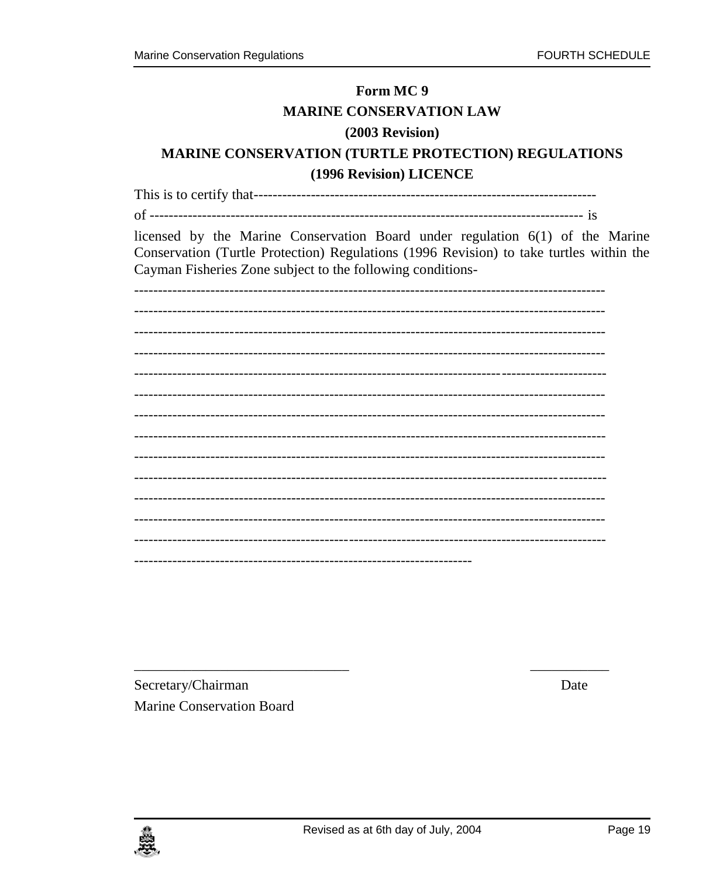**Form MC 9**

**MARINE CONSERVATION LAW**

**(2003 Revision)**

**MARINE CONSERVATION (TURTLE PROTECTION) REGULATIONS**

**(1996 Revision) LICENCE**

This is to certify that-----------------------------------------------------------------------

of ------------------------------------------------------------------------------------------ is

licensed by the Marine Conservation Board under regulation 6(1) of the Marine Conservation (Turtle Protection) Regulations (1996 Revision) to take turtles within the Cayman Fisheries Zone subject to the following conditions-

---------------------------------------------------------------------------------------------------

---------------------------------------------------------------------------------------------------

---------------------------------------------------------------------------------------------------

---------------------------------------------------------------------------------------------------

---------------------------------------------------------------------------------------------------

---------------------------------------------------------------------------------------------------

---------------------------------------------------------------------------------------------------

---------------------------------------------------------------------------------------------------

---------------------------------------------------------------------------------------------------

---------------------------------------------------------------------------------------------------

---------------------------------------------------------------------------------------------------

---------------------------------------------------------------------------------------------------

---------------------------------------------------------------------------------------------------

---------------------------------------------------------------------

______________________________ ___________

Secretary/Chairman Date

Marine Conservation Board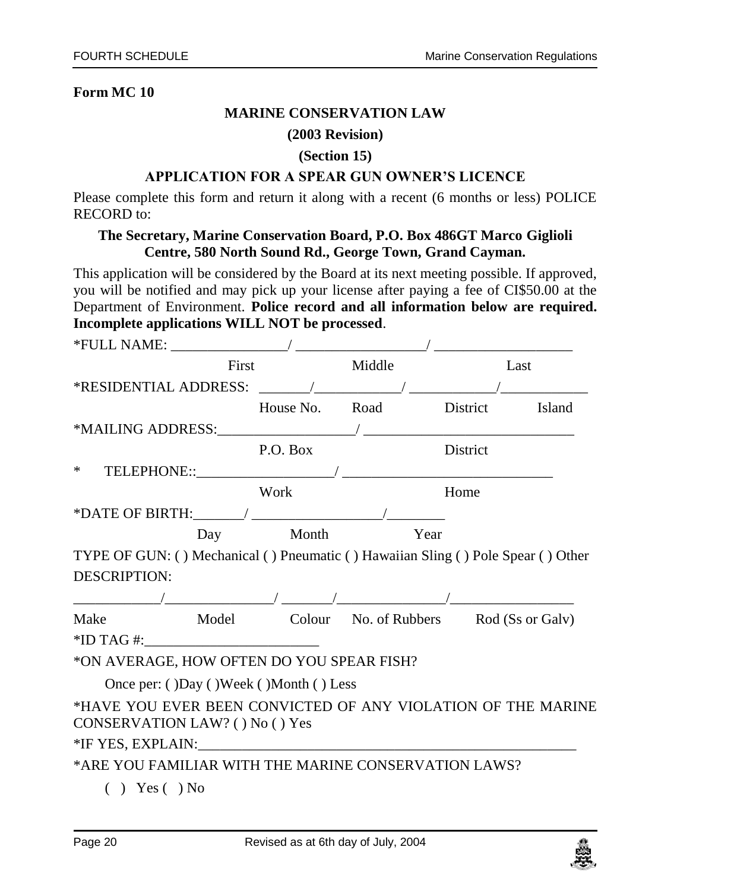**Form MC 10**

**MARINE CONSERVATION LAW**

**(2003 Revision)**

**(Section 15)**

**APPLICATION FOR A SPEAR GUN OWNER'S LICENCE**

Please complete this form and return it along with a recent (6 months or less) POLICE RECORD to:

**The Secretary, Marine Conservation Board, P.O. Box 486GT Marco Giglioli Centre, 580 North Sound Rd., George Town, Grand Cayman.**

This application will be considered by the Board at its next meeting possible. If approved, you will be notified and may pick up your license after paying a fee of CI$50.00 at the Department of Environment. **Police record and all information below are required. Incomplete applications WILL NOT be processed**.

*FULL NAME: ________________/ __________________/ ____________________
First Middle Last

*RESIDENTIAL ADDRESS: _______/____________/ ____________/____________
House No. Road District Island

*MAILING ADDRESS:___________________/ _____________________________
P.O. Box District

* TELEPHONE::___________________/ _____________________________
Work Home

*DATE OF BIRTH:_______/ __________________/________
Day Month Year

TYPE OF GUN: ( ) Mechanical ( ) Pneumatic ( ) Hawaiian Sling ( ) Pole Spear ( ) Other

DESCRIPTION:

____________/_______________/ _______/_______________/__________________
Make Model Colour No. of Rubbers Rod (Ss or Galv)

*ID TAG #:________________________

*ON AVERAGE, HOW OFTEN DO YOU SPEAR FISH?

Once per: ( )Day ( )Week ( )Month ( ) Less

*HAVE YOU EVER BEEN CONVICTED OF ANY VIOLATION OF THE MARINE CONSERVATION LAW? ( ) No ( ) Yes

*IF YES, EXPLAIN:_______________________________________________________

*ARE YOU FAMILIAR WITH THE MARINE CONSERVATION LAWS?

( ) Yes ( ) No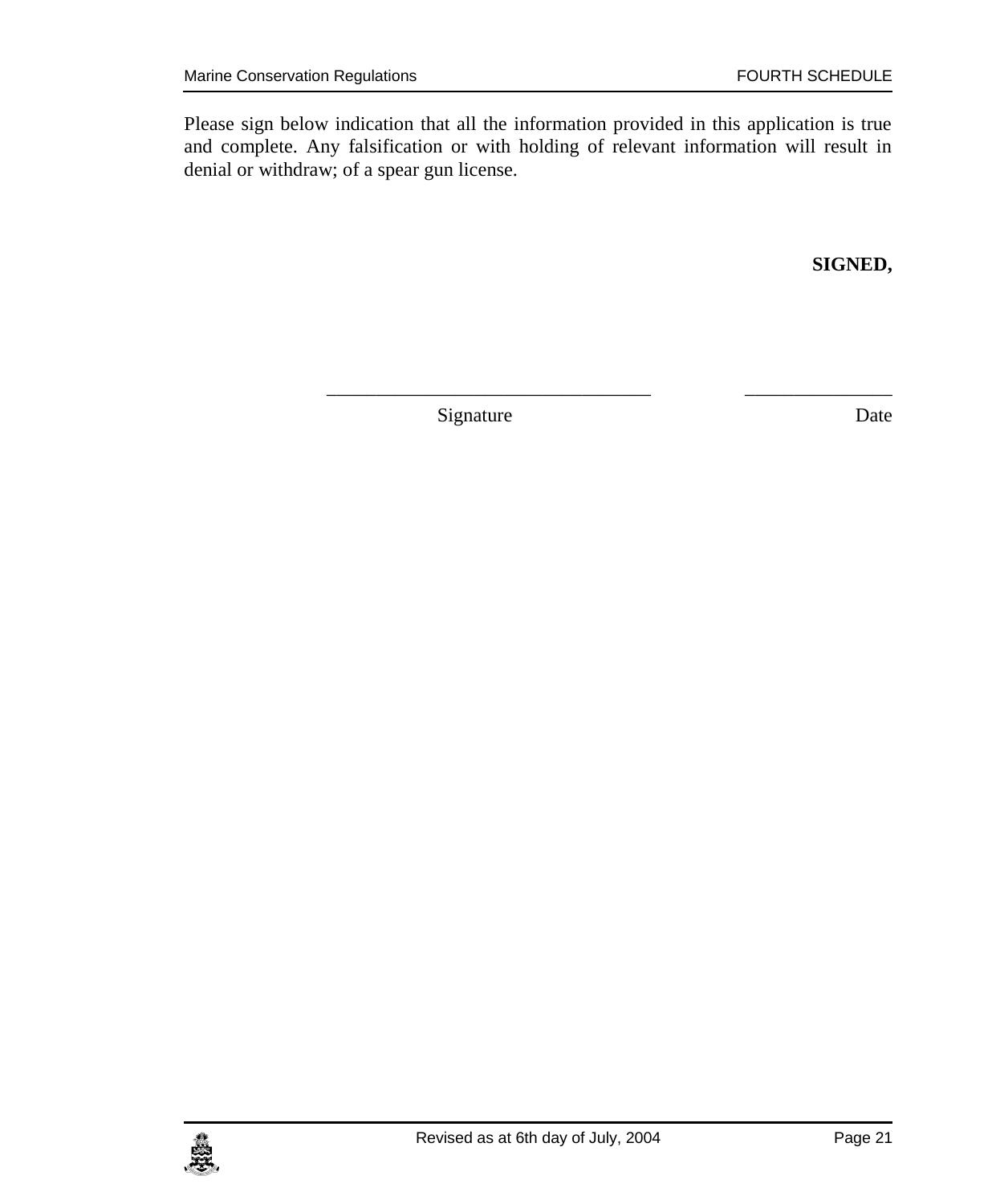Please sign below indication that all the information provided in this application is true and complete. Any falsification or with holding of relevant information will result in denial or withdraw; of a spear gun license.

**SIGNED,**

\_\_\_\_\_\_\_\_\_\_\_\_\_\_\_\_\_\_\_\_\_\_\_\_\_\_\_\_\_\_\_\_\_\_ \_\_\_\_\_\_\_\_\_\_\_\_\_\_\_\_

Signature Date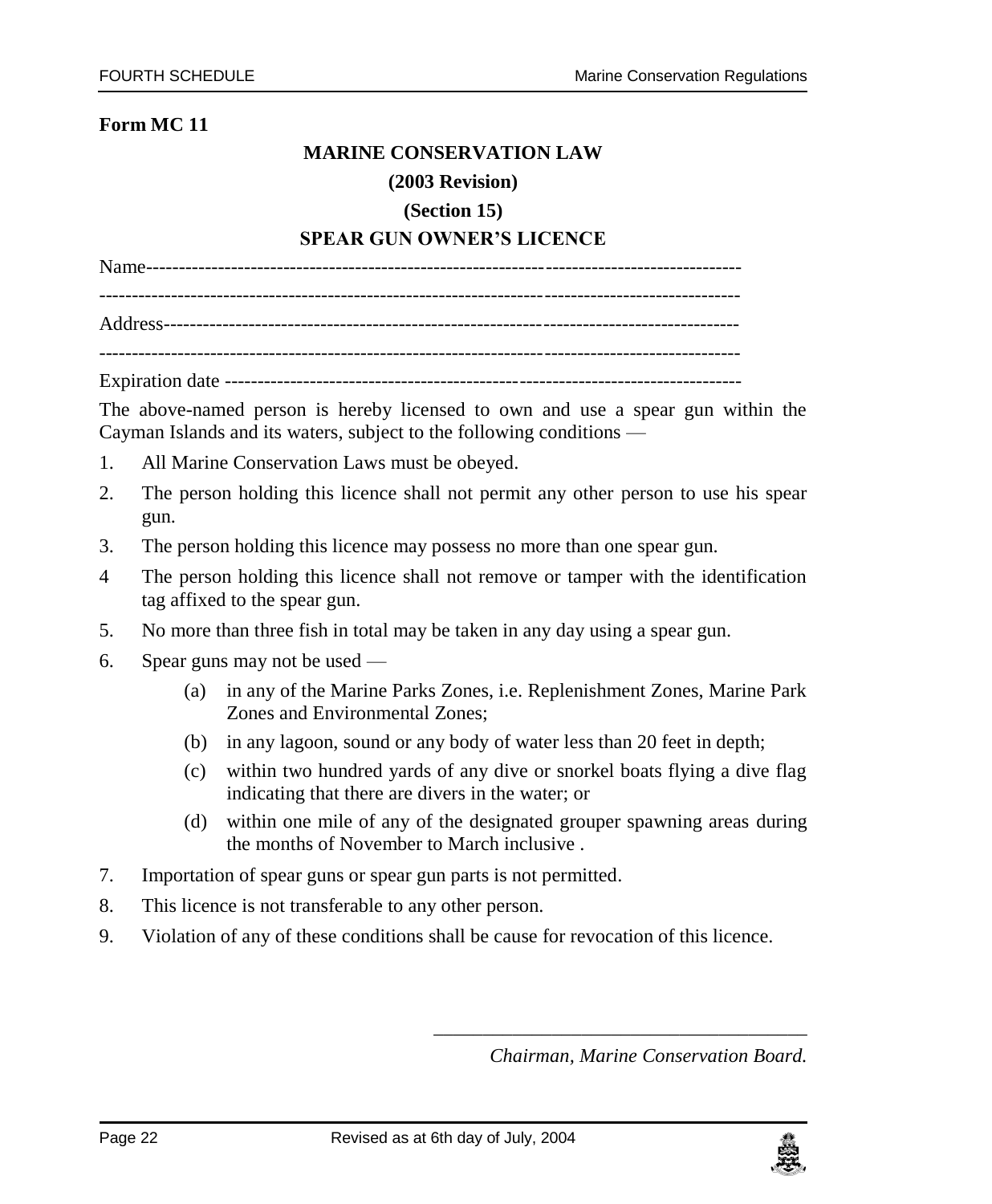**Form MC 11**

**MARINE CONSERVATION LAW**

**(2003 Revision)**

**(Section 15)**

**SPEAR GUN OWNER'S LICENCE**

Name-----------------------------------------------------------------------------------------

---------------------------------------------------------------------------------------------

Address--------------------------------------------------------------------------------------

---------------------------------------------------------------------------------------------

Expiration date ----------------------------------------------------------------------------

The above-named person is hereby licensed to own and use a spear gun within the Cayman Islands and its waters, subject to the following conditions —

1. All Marine Conservation Laws must be obeyed.
2. The person holding this licence shall not permit any other person to use his spear gun.
3. The person holding this licence may possess no more than one spear gun.
4. The person holding this licence shall not remove or tamper with the identification tag affixed to the spear gun.
5. No more than three fish in total may be taken in any day using a spear gun.
6. Spear guns may not be used —
   - (a) in any of the Marine Parks Zones, i.e. Replenishment Zones, Marine Park Zones and Environmental Zones;
   - (b) in any lagoon, sound or any body of water less than 20 feet in depth;
   - (c) within two hundred yards of any dive or snorkel boats flying a dive flag indicating that there are divers in the water; or
   - (d) within one mile of any of the designated grouper spawning areas during the months of November to March inclusive .
7. Importation of spear guns or spear gun parts is not permitted.
8. This licence is not transferable to any other person.
9. Violation of any of these conditions shall be cause for revocation of this licence.

\_\_\_\_\_\_\_\_\_\_\_\_\_\_\_\_\_\_\_\_\_\_\_\_\_\_\_\_\_\_\_\_\_\_\_\_\_\_

*Chairman, Marine Conservation Board.*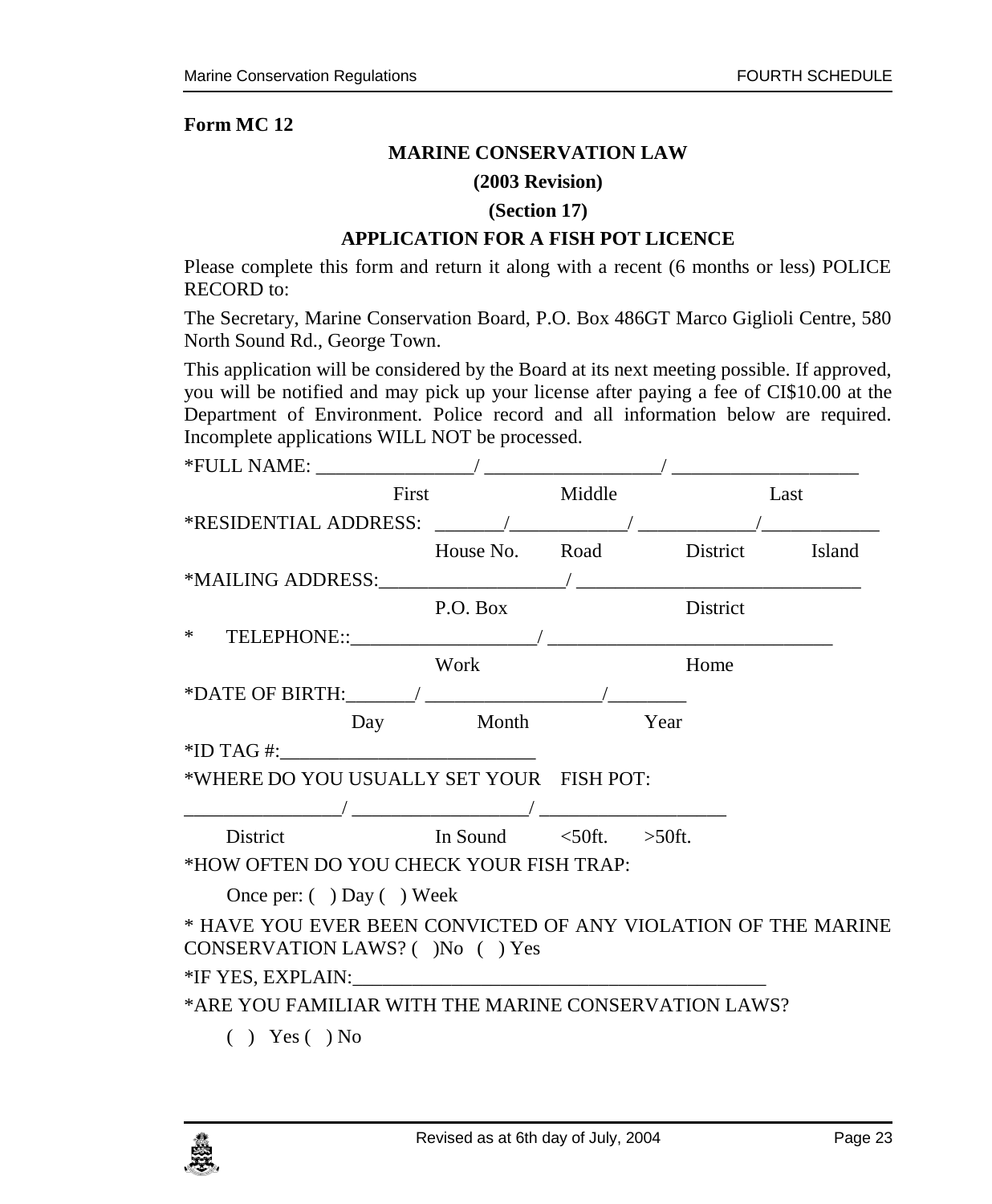**Form MC 12**

**MARINE CONSERVATION LAW**

**(2003 Revision)**

**(Section 17)**

**APPLICATION FOR A FISH POT LICENCE**

Please complete this form and return it along with a recent (6 months or less) POLICE RECORD to:

The Secretary, Marine Conservation Board, P.O. Box 486GT Marco Giglioli Centre, 580 North Sound Rd., George Town.

This application will be considered by the Board at its next meeting possible. If approved, you will be notified and may pick up your license after paying a fee of CI$10.00 at the Department of Environment. Police record and all information below are required. Incomplete applications WILL NOT be processed.

*FULL NAME: ________________/ __________________/ ___________________

First Middle Last

*RESIDENTIAL ADDRESS: _______/____________/ ____________/____________

House No. Road District Island

*MAILING ADDRESS:___________________/ _____________________________

P.O. Box District

* TELEPHONE::___________________/ _____________________________

Work Home

*DATE OF BIRTH:_______/ __________________/________

Day Month Year

*ID TAG #:__________________________

*WHERE DO YOU USUALLY SET YOUR FISH POT:

________________/ __________________/ ___________________

District In Sound <50ft. >50ft.

*HOW OFTEN DO YOU CHECK YOUR FISH TRAP:

Once per: ( ) Day ( ) Week

* HAVE YOU EVER BEEN CONVICTED OF ANY VIOLATION OF THE MARINE CONSERVATION LAWS? ( )No ( ) Yes

*IF YES, EXPLAIN:___________________________________________

*ARE YOU FAMILIAR WITH THE MARINE CONSERVATION LAWS?

( ) Yes ( ) No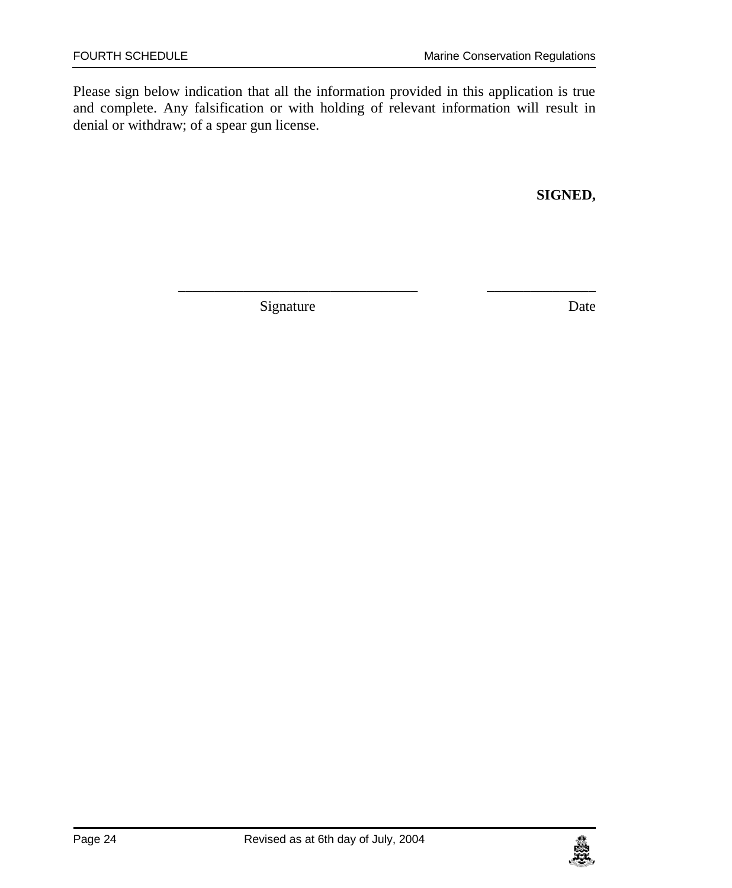Please sign below indication that all the information provided in this application is true and complete. Any falsification or with holding of relevant information will result in denial or withdraw; of a spear gun license.

**SIGNED,**

\_\_\_\_\_\_\_\_\_\_\_\_\_\_\_\_\_\_\_\_\_\_\_\_\_\_\_\_\_\_\_\_\_\_ \_\_\_\_\_\_\_\_\_\_\_\_\_\_\_

Signature Date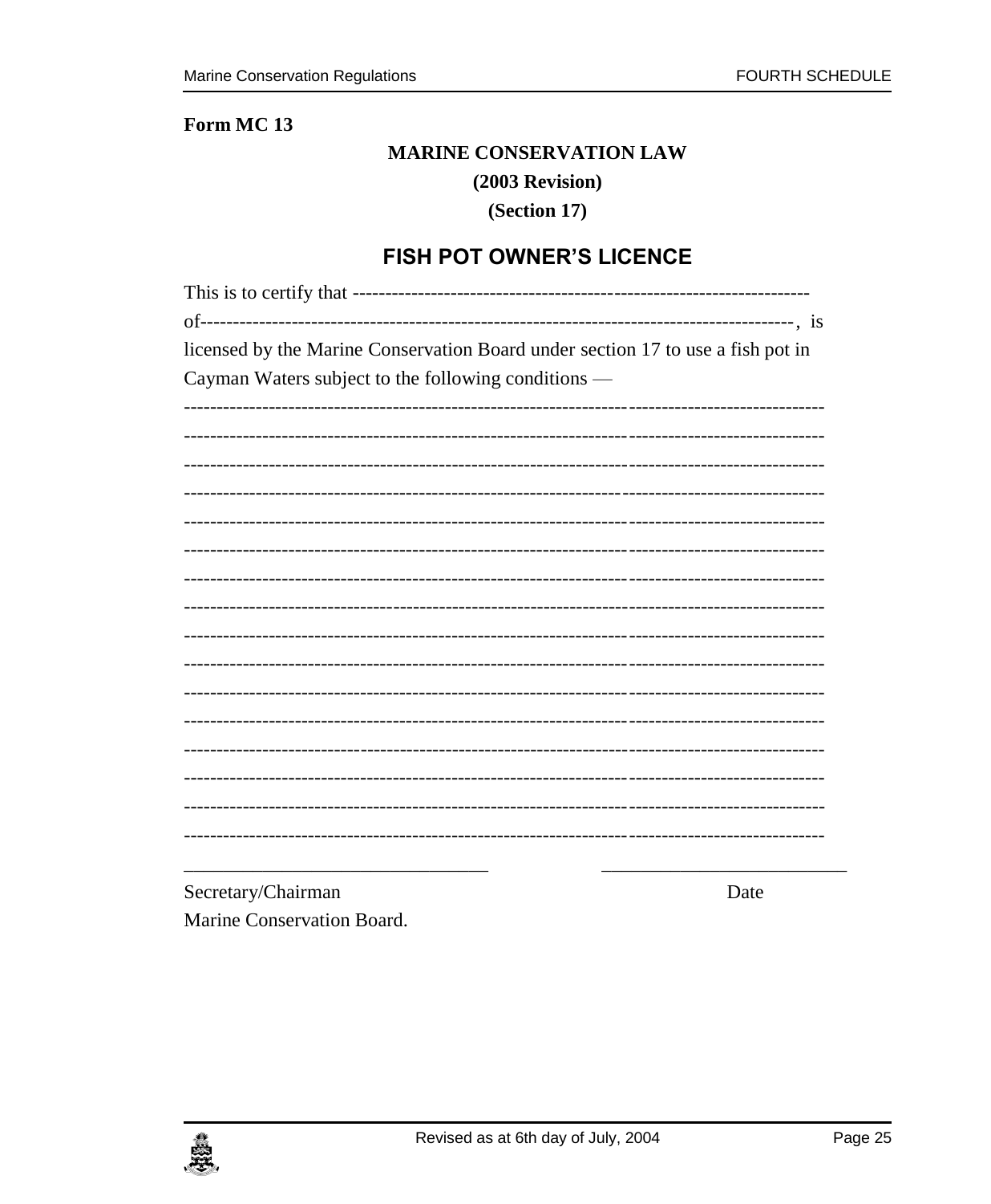**Form MC 13**

**MARINE CONSERVATION LAW**

**(2003 Revision)**

**(Section 17)**

## FISH POT OWNER'S LICENCE

This is to certify that ---------------------------------------------------------------------

of-------------------------------------------------------------------------------------------, is licensed by the Marine Conservation Board under section 17 to use a fish pot in Cayman Waters subject to the following conditions —

-----------------------------------------------------------------------------------------------

-----------------------------------------------------------------------------------------------

-----------------------------------------------------------------------------------------------

-----------------------------------------------------------------------------------------------

-----------------------------------------------------------------------------------------------

-----------------------------------------------------------------------------------------------

-----------------------------------------------------------------------------------------------

-----------------------------------------------------------------------------------------------

-----------------------------------------------------------------------------------------------

-----------------------------------------------------------------------------------------------

-----------------------------------------------------------------------------------------------

-----------------------------------------------------------------------------------------------

-----------------------------------------------------------------------------------------------

-----------------------------------------------------------------------------------------------

-----------------------------------------------------------------------------------------------

-----------------------------------------------------------------------------------------------

________________________________ __________________________

Secretary/Chairman Date
Marine Conservation Board.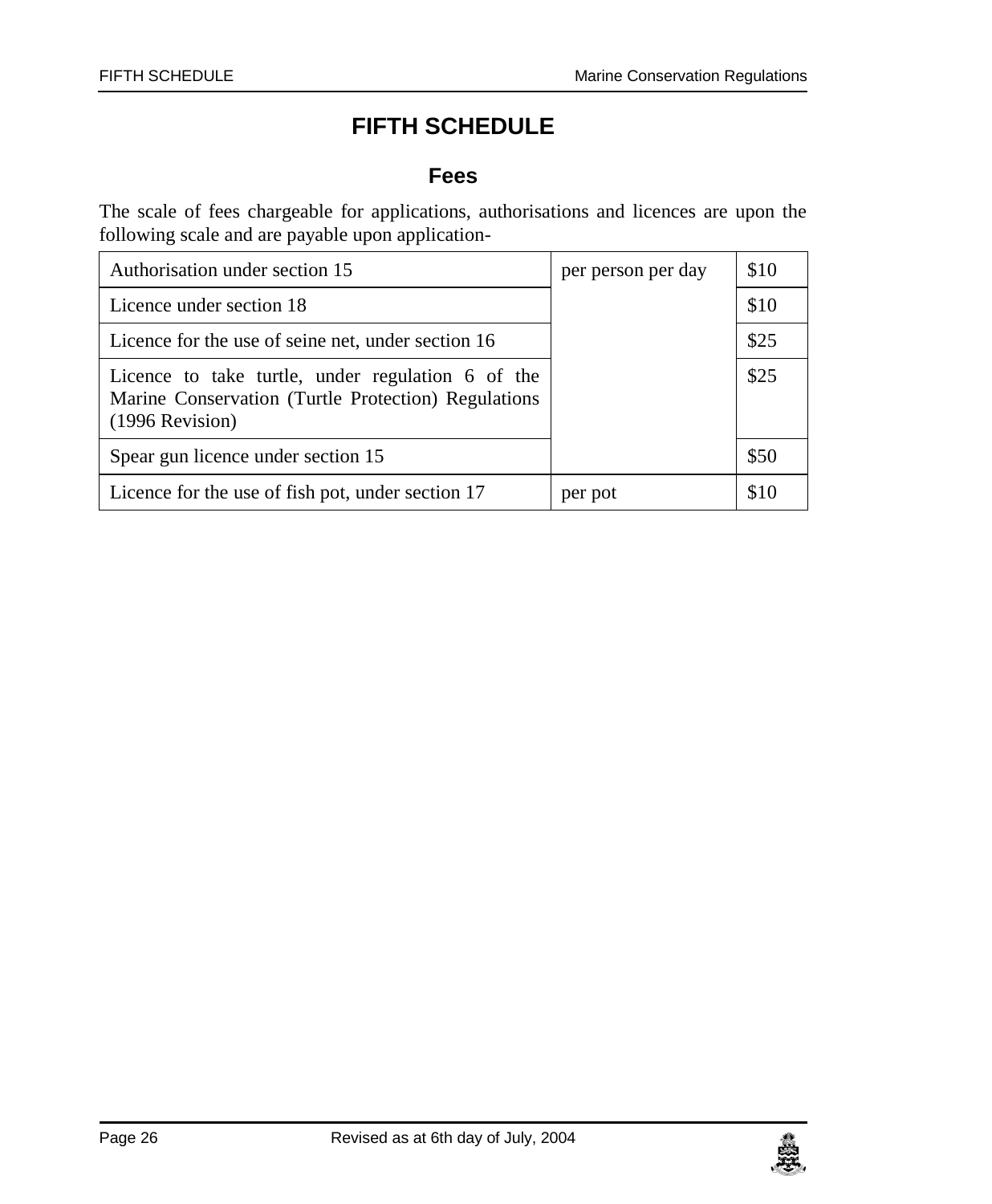# FIFTH SCHEDULE

## Fees

The scale of fees chargeable for applications, authorisations and licences are upon the following scale and are payable upon application-

| | | |
|---|---|---|
| Authorisation under section 15 | per person per day | $10 |
| Licence under section 18 | | $10 |
| Licence for the use of seine net, under section 16 | | $25 |
| Licence to take turtle, under regulation 6 of the Marine Conservation (Turtle Protection) Regulations (1996 Revision) | | $25 |
| Spear gun licence under section 15 | | $50 |
| Licence for the use of fish pot, under section 17 | per pot | $10 |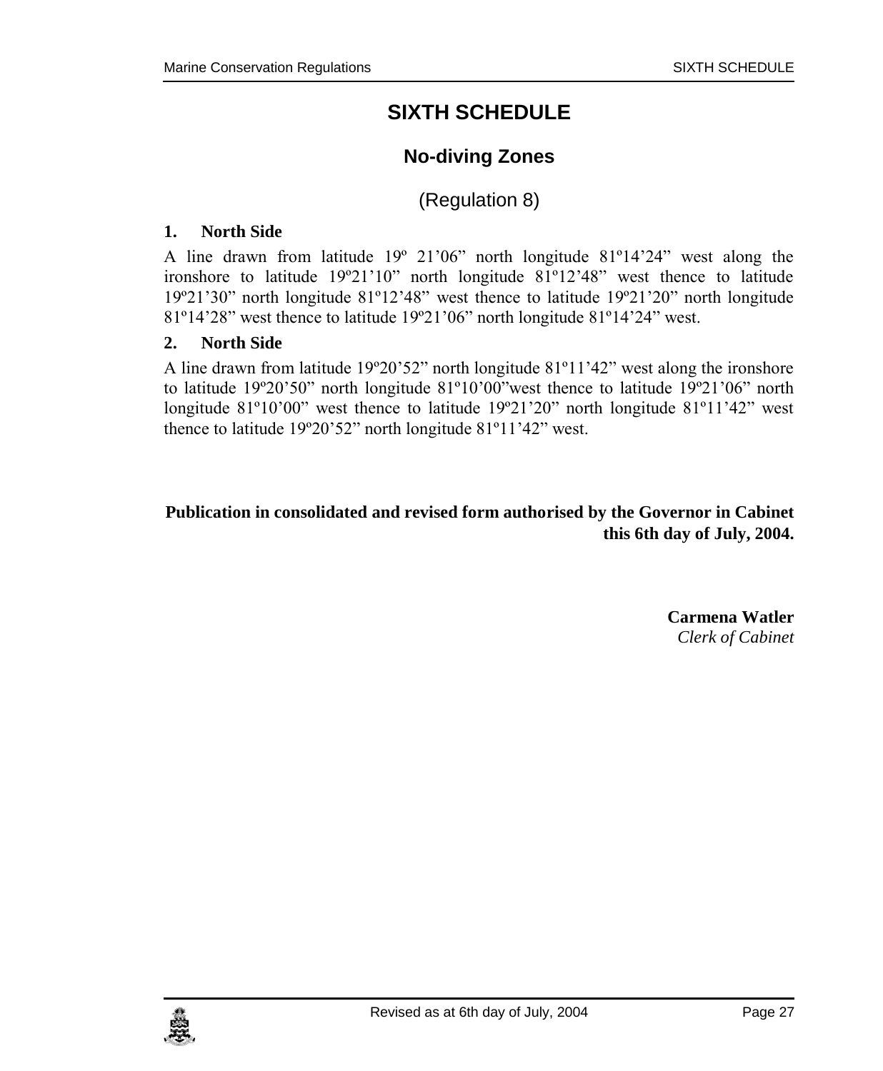# SIXTH SCHEDULE

## No-diving Zones

(Regulation 8)

**1. North Side**

A line drawn from latitude 19º 21’06” north longitude 81º14’24” west along the ironshore to latitude 19º21’10” north longitude 81º12’48” west thence to latitude 19º21’30” north longitude 81º12’48” west thence to latitude 19º21’20” north longitude 81º14’28” west thence to latitude 19º21’06” north longitude 81º14’24” west.

**2. North Side**

A line drawn from latitude 19º20’52” north longitude 81º11’42” west along the ironshore to latitude 19º20’50” north longitude 81º10’00”west thence to latitude 19º21’06” north longitude 81º10’00” west thence to latitude 19º21’20” north longitude 81º11’42” west thence to latitude 19º20’52” north longitude 81º11’42” west.

**Publication in consolidated and revised form authorised by the Governor in Cabinet this 6th day of July, 2004.**

**Carmena Watler**
*Clerk of Cabinet*